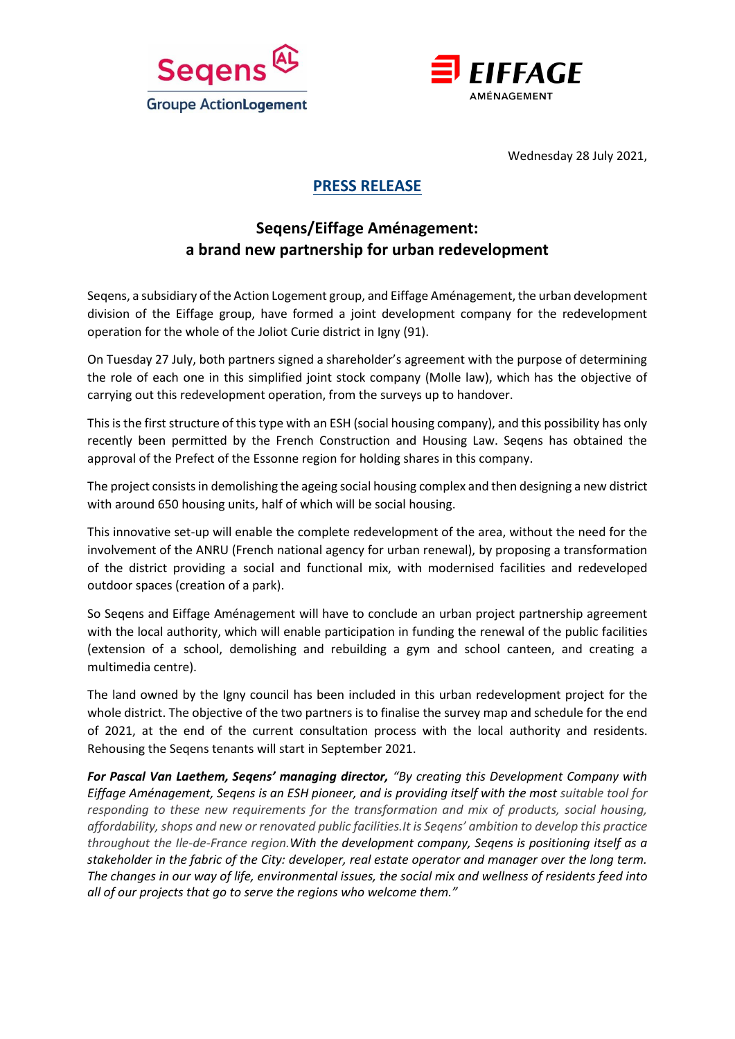Wednesday 28 July 2021,

## PRESS RELEASE

# Seqens/Eiffage Aménagement: a brand new partnership for urban redevelopment

Seqens, a subsidiary of the Action Logement group, and Eiffage Aménagement, the urban development division of the Eiffage group, have formed a joint development company for the redevelopment operation for the whole of the Joliot Curie district in Igny (91).

On Tuesday 27 July, both partners signed a shareholder's agreement with the purpose of determining the role of each one in this simplified joint stock company (Molle law), which has the objective of carrying out this redevelopment operation, from the surveys up to handover.

This is the first structure of this type with an ESH (social housing company), and this possibility has only recently been permitted by the French Construction and Housing Law. Seqens has obtained the approval of the Prefect of the Essonne region for holding shares in this company.

The project consists in demolishing the ageing social housing complex and then designing a new district with around 650 housing units, half of which will be social housing.

This innovative set-up will enable the complete redevelopment of the area, without the need for the involvement of the ANRU (French national agency for urban renewal), by proposing a transformation of the district providing a social and functional mix, with modernised facilities and redeveloped outdoor spaces (creation of a park).

So Seqens and Eiffage Aménagement will have to conclude an urban project partnership agreement with the local authority, which will enable participation in funding the renewal of the public facilities (extension of a school, demolishing and rebuilding a gym and school canteen, and creating a multimedia centre).

The land owned by the Igny council has been included in this urban redevelopment project for the whole district. The objective of the two partners is to finalise the survey map and schedule for the end of 2021, at the end of the current consultation process with the local authority and residents. Rehousing the Seqens tenants will start in September 2021.

***For Pascal Van Laethem, Seqens' managing director,*** *"By creating this Development Company with Eiffage Aménagement, Seqens is an ESH pioneer, and is providing itself with the most suitable tool for responding to these new requirements for the transformation and mix of products, social housing, affordability, shops and new or renovated public facilities.It is Seqens' ambition to develop this practice throughout the Ile-de-France region.With the development company, Seqens is positioning itself as a stakeholder in the fabric of the City: developer, real estate operator and manager over the long term. The changes in our way of life, environmental issues, the social mix and wellness of residents feed into all of our projects that go to serve the regions who welcome them."*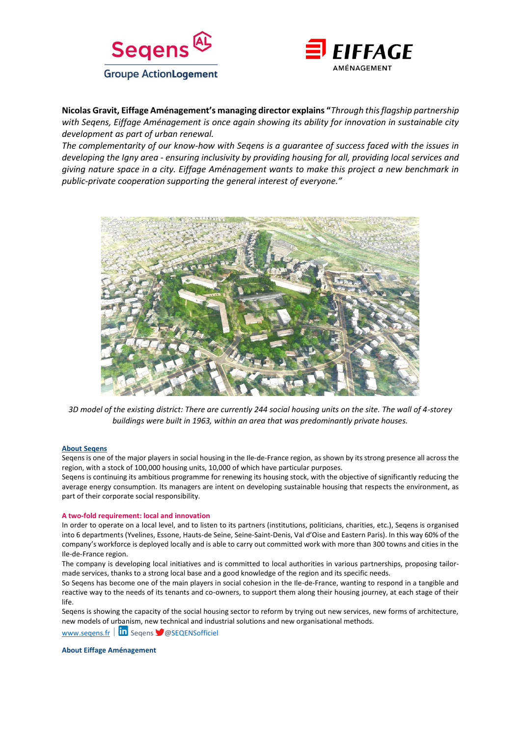**Nicolas Gravit, Eiffage Aménagement's managing director explains "***Through this flagship partnership with Seqens, Eiffage Aménagement is once again showing its ability for innovation in sustainable city development as part of urban renewal.*

*The complementarity of our know-how with Seqens is a guarantee of success faced with the issues in developing the Igny area - ensuring inclusivity by providing housing for all, providing local services and giving nature space in a city. Eiffage Aménagement wants to make this project a new benchmark in public-private cooperation supporting the general interest of everyone."*

*3D model of the existing district: There are currently 244 social housing units on the site. The wall of 4-storey buildings were built in 1963, within an area that was predominantly private houses.*

**About Seqens**

Seqens is one of the major players in social housing in the Ile-de-France region, as shown by its strong presence all across the region, with a stock of 100,000 housing units, 10,000 of which have particular purposes.

Seqens is continuing its ambitious programme for renewing its housing stock, with the objective of significantly reducing the average energy consumption. Its managers are intent on developing sustainable housing that respects the environment, as part of their corporate social responsibility.

**A two-fold requirement: local and innovation**

In order to operate on a local level, and to listen to its partners (institutions, politicians, charities, etc.), Seqens is organised into 6 departments (Yvelines, Essone, Hauts-de Seine, Seine-Saint-Denis, Val d'Oise and Eastern Paris). In this way 60% of the company's workforce is deployed locally and is able to carry out committed work with more than 300 towns and cities in the Ile-de-France region.

The company is developing local initiatives and is committed to local authorities in various partnerships, proposing tailor-made services, thanks to a strong local base and a good knowledge of the region and its specific needs.

So Seqens has become one of the main players in social cohesion in the Ile-de-France, wanting to respond in a tangible and reactive way to the needs of its tenants and co-owners, to support them along their housing journey, at each stage of their life.

Seqens is showing the capacity of the social housing sector to reform by trying out new services, new forms of architecture, new models of urbanism, new technical and industrial solutions and new organisational methods.

www.seqens.fr | Seqens @SEQENSofficiel

**About Eiffage Aménagement**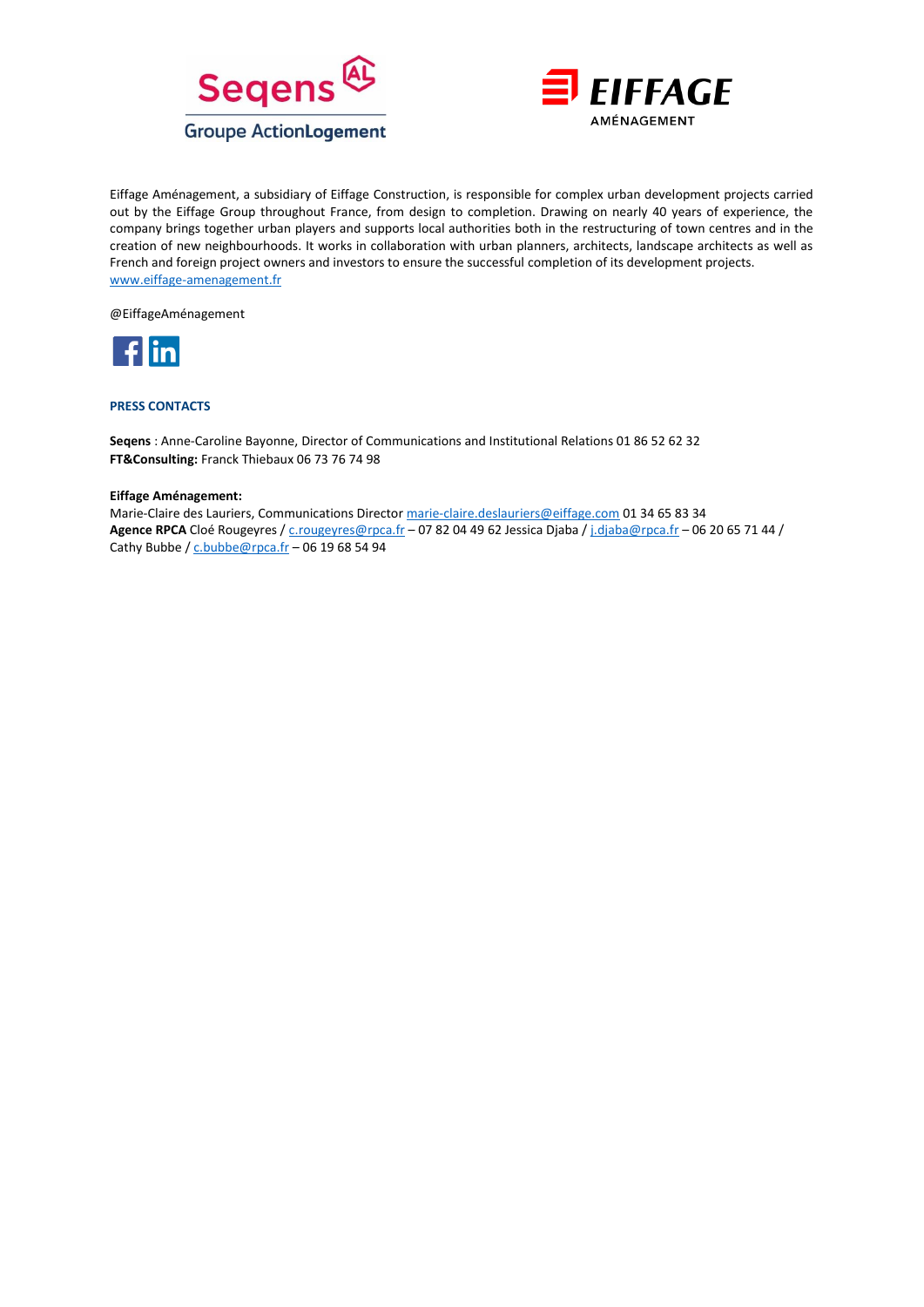Eiffage Aménagement, a subsidiary of Eiffage Construction, is responsible for complex urban development projects carried out by the Eiffage Group throughout France, from design to completion. Drawing on nearly 40 years of experience, the company brings together urban players and supports local authorities both in the restructuring of town centres and in the creation of new neighbourhoods. It works in collaboration with urban planners, architects, landscape architects as well as French and foreign project owners and investors to ensure the successful completion of its development projects.
www.eiffage-amenagement.fr

@EiffageAménagement

**PRESS CONTACTS**

**Seqens** : Anne-Caroline Bayonne, Director of Communications and Institutional Relations 01 86 52 62 32
**FT&Consulting:** Franck Thiebaux 06 73 76 74 98

**Eiffage Aménagement:**
Marie-Claire des Lauriers, Communications Director marie-claire.deslauriers@eiffage.com 01 34 65 83 34
**Agence RPCA** Cloé Rougeyres / c.rougeyres@rpca.fr – 07 82 04 49 62 Jessica Djaba / j.djaba@rpca.fr – 06 20 65 71 44 / Cathy Bubbe / c.bubbe@rpca.fr – 06 19 68 54 94